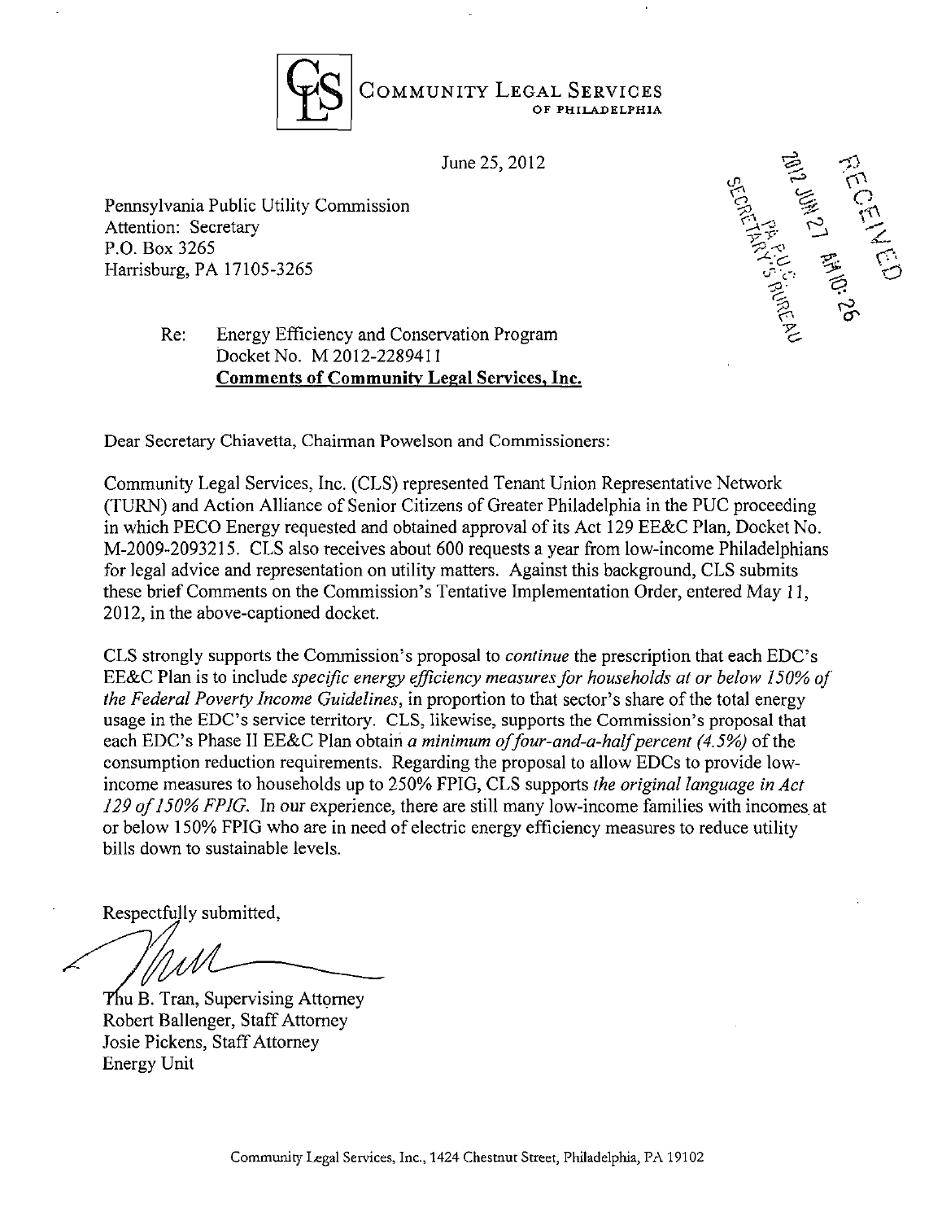COMMUNITY LEGAL SERVICES
OF PHILADELPHIA

June 25, 2012

2012 JUN 27 AM 10: 26
PA P.U.C.
SECRETARY'S BUREAU
RECEIVED

Pennsylvania Public Utility Commission
Attention: Secretary
P.O. Box 3265
Harrisburg, PA 17105-3265

Re: Energy Efficiency and Conservation Program
Docket No. M 2012-2289411
**Comments of Community Legal Services, Inc.**

Dear Secretary Chiavetta, Chairman Powelson and Commissioners:

Community Legal Services, Inc. (CLS) represented Tenant Union Representative Network (TURN) and Action Alliance of Senior Citizens of Greater Philadelphia in the PUC proceeding in which PECO Energy requested and obtained approval of its Act 129 EE&C Plan, Docket No. M-2009-2093215. CLS also receives about 600 requests a year from low-income Philadelphians for legal advice and representation on utility matters. Against this background, CLS submits these brief Comments on the Commission's Tentative Implementation Order, entered May 11, 2012, in the above-captioned docket.

CLS strongly supports the Commission's proposal to *continue* the prescription that each EDC's EE&C Plan is to include *specific energy efficiency measures for households at or below 150% of the Federal Poverty Income Guidelines*, in proportion to that sector's share of the total energy usage in the EDC's service territory. CLS, likewise, supports the Commission's proposal that each EDC's Phase II EE&C Plan obtain *a minimum of four-and-a-half percent (4.5%)* of the consumption reduction requirements. Regarding the proposal to allow EDCs to provide low-income measures to households up to 250% FPIG, CLS supports *the original language in Act 129 of 150% FPIG.* In our experience, there are still many low-income families with incomes at or below 150% FPIG who are in need of electric energy efficiency measures to reduce utility bills down to sustainable levels.

Respectfully submitted,

Thu B. Tran, Supervising Attorney
Robert Ballenger, Staff Attorney
Josie Pickens, Staff Attorney
Energy Unit

Community Legal Services, Inc., 1424 Chestnut Street, Philadelphia, PA 19102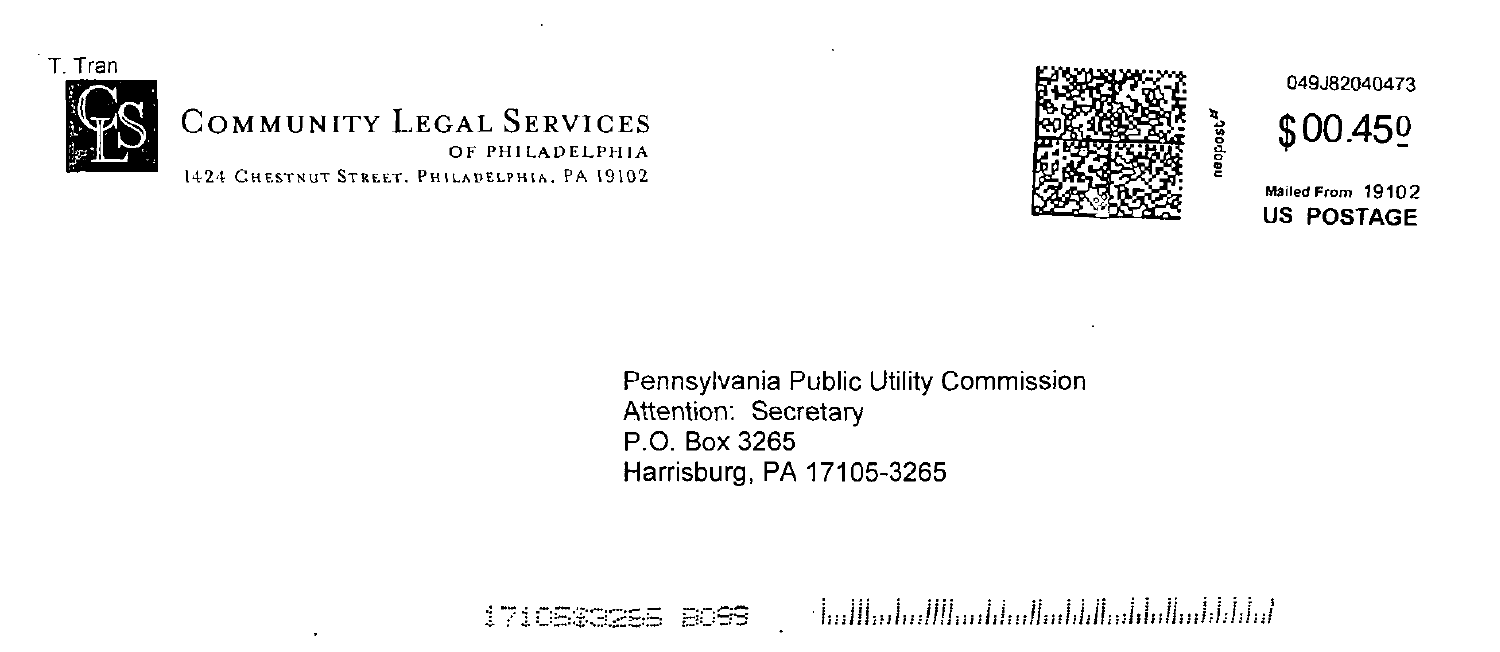T. Tran

COMMUNITY LEGAL SERVICES
OF PHILADELPHIA
1424 CHESTNUT STREET, PHILADELPHIA, PA 19102

neopost

049J82040473

$00.450

Mailed From 19102
US POSTAGE

Pennsylvania Public Utility Commission
Attention: Secretary
P.O. Box 3265
Harrisburg, PA 17105-3265

17105$3265 B099